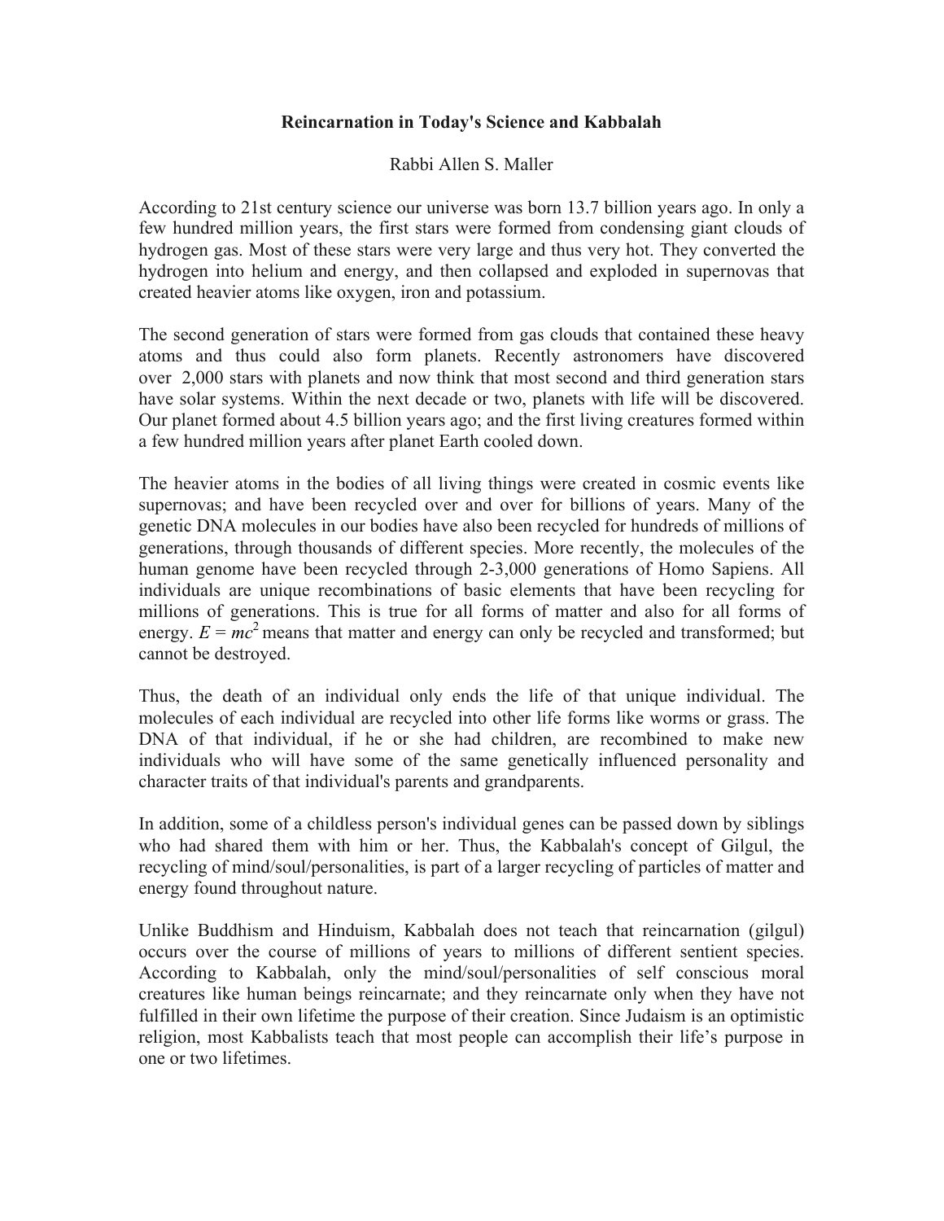# Reincarnation in Today's Science and Kabbalah

Rabbi Allen S. Maller

According to 21st century science our universe was born 13.7 billion years ago. In only a few hundred million years, the first stars were formed from condensing giant clouds of hydrogen gas. Most of these stars were very large and thus very hot. They converted the hydrogen into helium and energy, and then collapsed and exploded in supernovas that created heavier atoms like oxygen, iron and potassium.

The second generation of stars were formed from gas clouds that contained these heavy atoms and thus could also form planets. Recently astronomers have discovered over 2,000 stars with planets and now think that most second and third generation stars have solar systems. Within the next decade or two, planets with life will be discovered. Our planet formed about 4.5 billion years ago; and the first living creatures formed within a few hundred million years after planet Earth cooled down.

The heavier atoms in the bodies of all living things were created in cosmic events like supernovas; and have been recycled over and over for billions of years. Many of the genetic DNA molecules in our bodies have also been recycled for hundreds of millions of generations, through thousands of different species. More recently, the molecules of the human genome have been recycled through 2-3,000 generations of Homo Sapiens. All individuals are unique recombinations of basic elements that have been recycling for millions of generations. This is true for all forms of matter and also for all forms of energy. $E = mc^2$ means that matter and energy can only be recycled and transformed; but cannot be destroyed.

Thus, the death of an individual only ends the life of that unique individual. The molecules of each individual are recycled into other life forms like worms or grass. The DNA of that individual, if he or she had children, are recombined to make new individuals who will have some of the same genetically influenced personality and character traits of that individual's parents and grandparents.

In addition, some of a childless person's individual genes can be passed down by siblings who had shared them with him or her. Thus, the Kabbalah's concept of Gilgul, the recycling of mind/soul/personalities, is part of a larger recycling of particles of matter and energy found throughout nature.

Unlike Buddhism and Hinduism, Kabbalah does not teach that reincarnation (gilgul) occurs over the course of millions of years to millions of different sentient species. According to Kabbalah, only the mind/soul/personalities of self conscious moral creatures like human beings reincarnate; and they reincarnate only when they have not fulfilled in their own lifetime the purpose of their creation. Since Judaism is an optimistic religion, most Kabbalists teach that most people can accomplish their life's purpose in one or two lifetimes.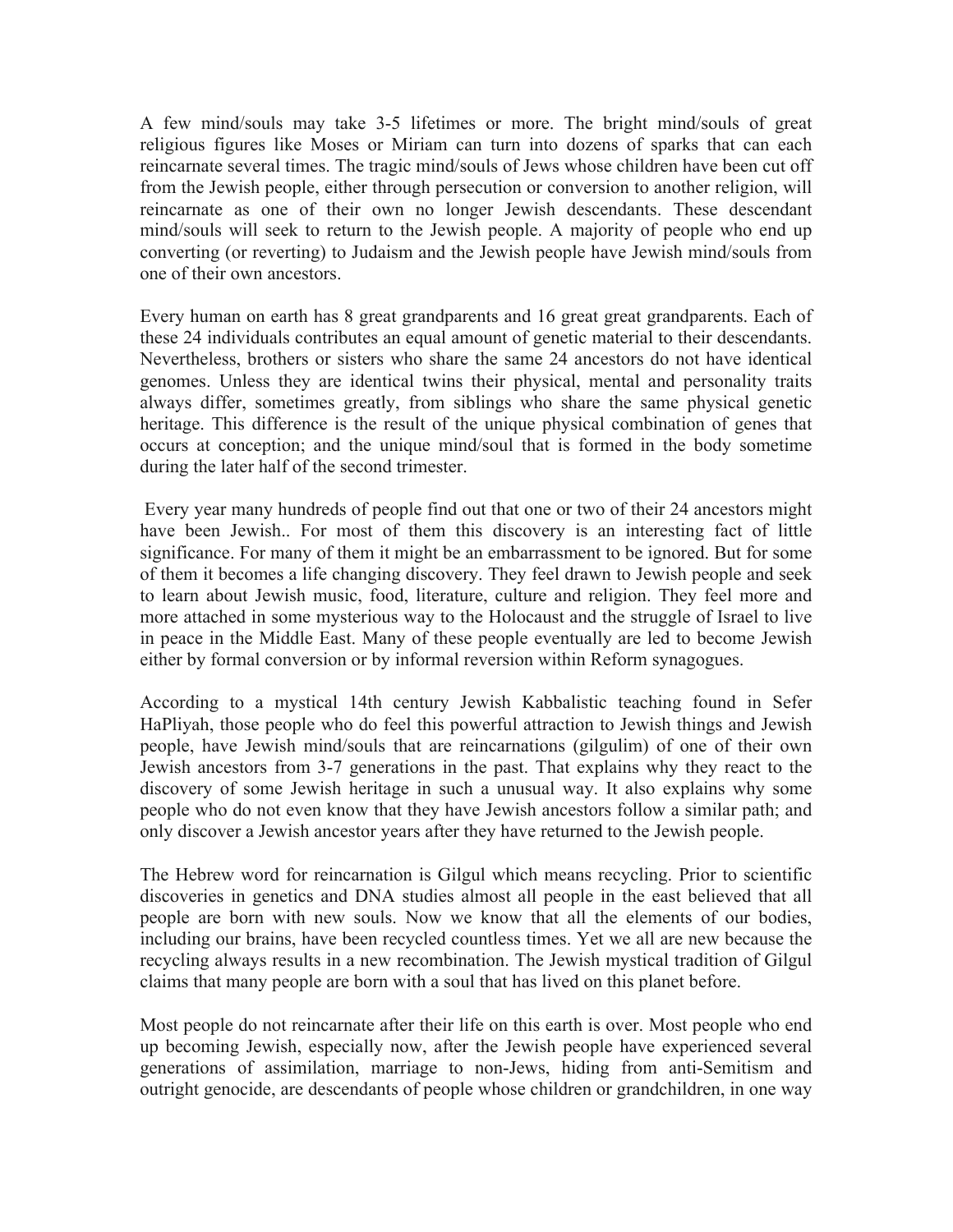A few mind/souls may take 3-5 lifetimes or more. The bright mind/souls of great religious figures like Moses or Miriam can turn into dozens of sparks that can each reincarnate several times. The tragic mind/souls of Jews whose children have been cut off from the Jewish people, either through persecution or conversion to another religion, will reincarnate as one of their own no longer Jewish descendants. These descendant mind/souls will seek to return to the Jewish people. A majority of people who end up converting (or reverting) to Judaism and the Jewish people have Jewish mind/souls from one of their own ancestors.

Every human on earth has 8 great grandparents and 16 great great grandparents. Each of these 24 individuals contributes an equal amount of genetic material to their descendants. Nevertheless, brothers or sisters who share the same 24 ancestors do not have identical genomes. Unless they are identical twins their physical, mental and personality traits always differ, sometimes greatly, from siblings who share the same physical genetic heritage. This difference is the result of the unique physical combination of genes that occurs at conception; and the unique mind/soul that is formed in the body sometime during the later half of the second trimester.

Every year many hundreds of people find out that one or two of their 24 ancestors might have been Jewish.. For most of them this discovery is an interesting fact of little significance. For many of them it might be an embarrassment to be ignored. But for some of them it becomes a life changing discovery. They feel drawn to Jewish people and seek to learn about Jewish music, food, literature, culture and religion. They feel more and more attached in some mysterious way to the Holocaust and the struggle of Israel to live in peace in the Middle East. Many of these people eventually are led to become Jewish either by formal conversion or by informal reversion within Reform synagogues.

According to a mystical 14th century Jewish Kabbalistic teaching found in Sefer HaPliyah, those people who do feel this powerful attraction to Jewish things and Jewish people, have Jewish mind/souls that are reincarnations (gilgulim) of one of their own Jewish ancestors from 3-7 generations in the past. That explains why they react to the discovery of some Jewish heritage in such a unusual way. It also explains why some people who do not even know that they have Jewish ancestors follow a similar path; and only discover a Jewish ancestor years after they have returned to the Jewish people.

The Hebrew word for reincarnation is Gilgul which means recycling. Prior to scientific discoveries in genetics and DNA studies almost all people in the east believed that all people are born with new souls. Now we know that all the elements of our bodies, including our brains, have been recycled countless times. Yet we all are new because the recycling always results in a new recombination. The Jewish mystical tradition of Gilgul claims that many people are born with a soul that has lived on this planet before.

Most people do not reincarnate after their life on this earth is over. Most people who end up becoming Jewish, especially now, after the Jewish people have experienced several generations of assimilation, marriage to non-Jews, hiding from anti-Semitism and outright genocide, are descendants of people whose children or grandchildren, in one way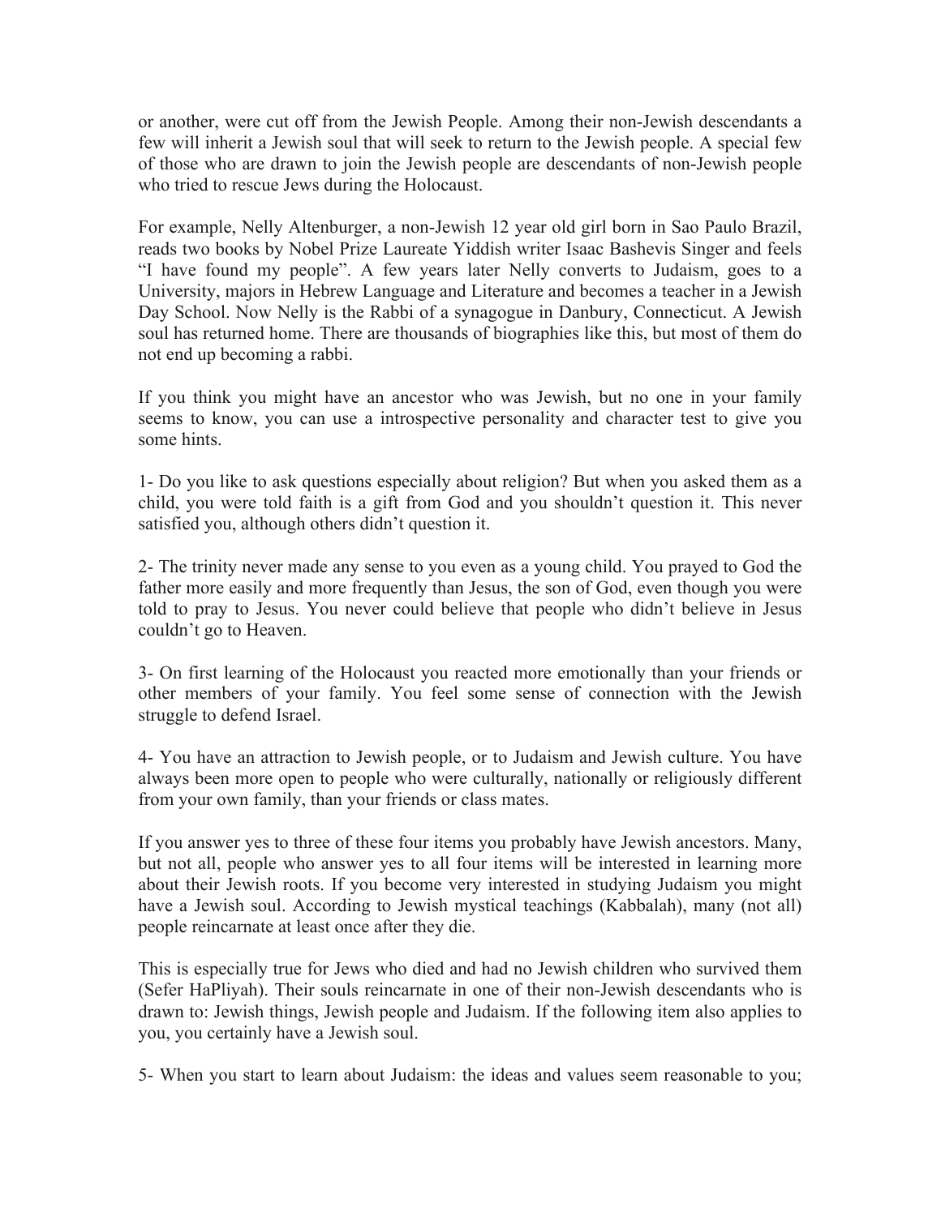or another, were cut off from the Jewish People. Among their non-Jewish descendants a few will inherit a Jewish soul that will seek to return to the Jewish people. A special few of those who are drawn to join the Jewish people are descendants of non-Jewish people who tried to rescue Jews during the Holocaust.

For example, Nelly Altenburger, a non-Jewish 12 year old girl born in Sao Paulo Brazil, reads two books by Nobel Prize Laureate Yiddish writer Isaac Bashevis Singer and feels "I have found my people". A few years later Nelly converts to Judaism, goes to a University, majors in Hebrew Language and Literature and becomes a teacher in a Jewish Day School. Now Nelly is the Rabbi of a synagogue in Danbury, Connecticut. A Jewish soul has returned home. There are thousands of biographies like this, but most of them do not end up becoming a rabbi.

If you think you might have an ancestor who was Jewish, but no one in your family seems to know, you can use a introspective personality and character test to give you some hints.

1- Do you like to ask questions especially about religion? But when you asked them as a child, you were told faith is a gift from God and you shouldn't question it. This never satisfied you, although others didn't question it.

2- The trinity never made any sense to you even as a young child. You prayed to God the father more easily and more frequently than Jesus, the son of God, even though you were told to pray to Jesus. You never could believe that people who didn't believe in Jesus couldn't go to Heaven.

3- On first learning of the Holocaust you reacted more emotionally than your friends or other members of your family. You feel some sense of connection with the Jewish struggle to defend Israel.

4- You have an attraction to Jewish people, or to Judaism and Jewish culture. You have always been more open to people who were culturally, nationally or religiously different from your own family, than your friends or class mates.

If you answer yes to three of these four items you probably have Jewish ancestors. Many, but not all, people who answer yes to all four items will be interested in learning more about their Jewish roots. If you become very interested in studying Judaism you might have a Jewish soul. According to Jewish mystical teachings (Kabbalah), many (not all) people reincarnate at least once after they die.

This is especially true for Jews who died and had no Jewish children who survived them (Sefer HaPliyah). Their souls reincarnate in one of their non-Jewish descendants who is drawn to: Jewish things, Jewish people and Judaism. If the following item also applies to you, you certainly have a Jewish soul.

5- When you start to learn about Judaism: the ideas and values seem reasonable to you;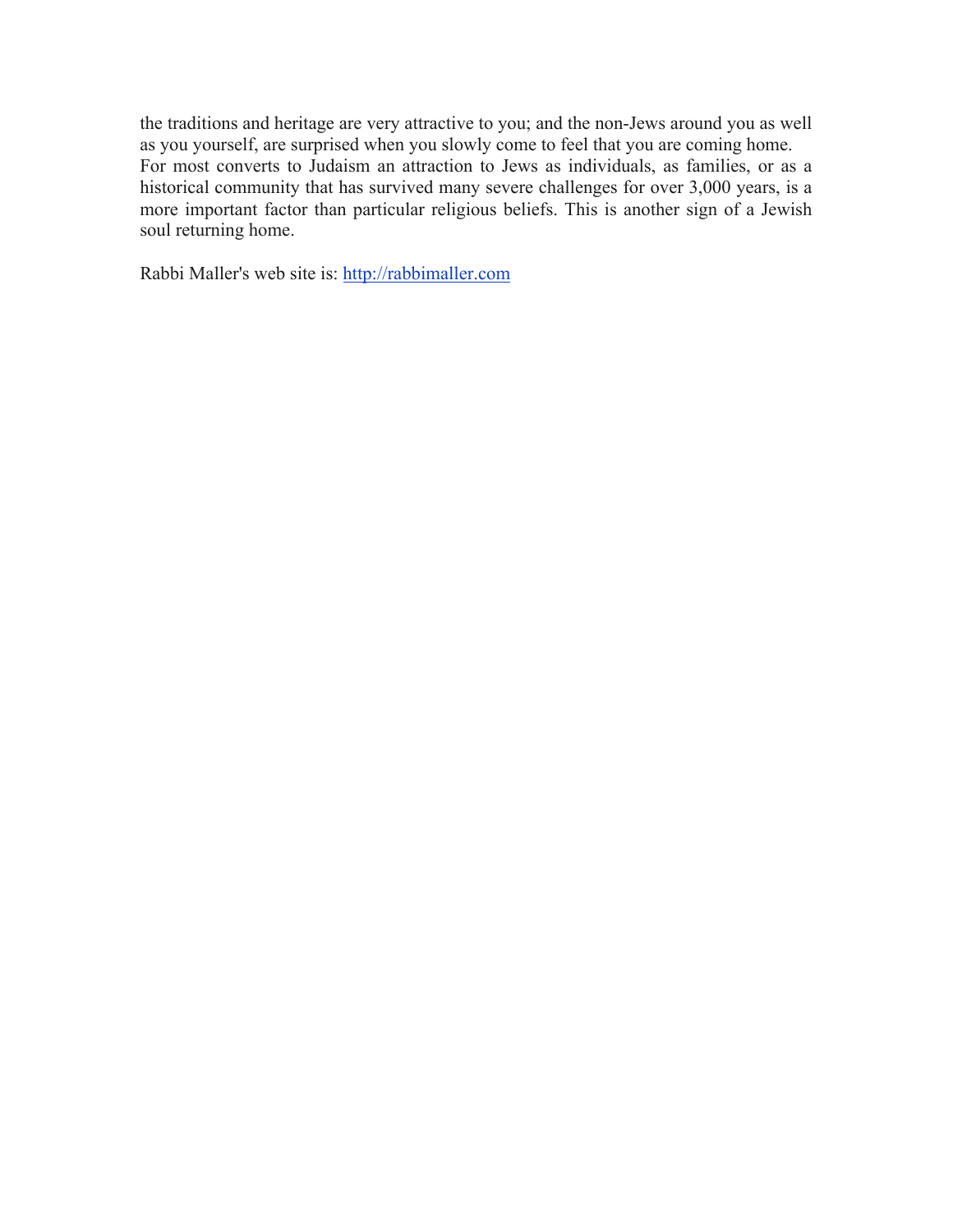the traditions and heritage are very attractive to you; and the non-Jews around you as well as you yourself, are surprised when you slowly come to feel that you are coming home.
For most converts to Judaism an attraction to Jews as individuals, as families, or as a historical community that has survived many severe challenges for over 3,000 years, is a more important factor than particular religious beliefs. This is another sign of a Jewish soul returning home.

Rabbi Maller's web site is: [http://rabbimaller.com](http://rabbimaller.com)